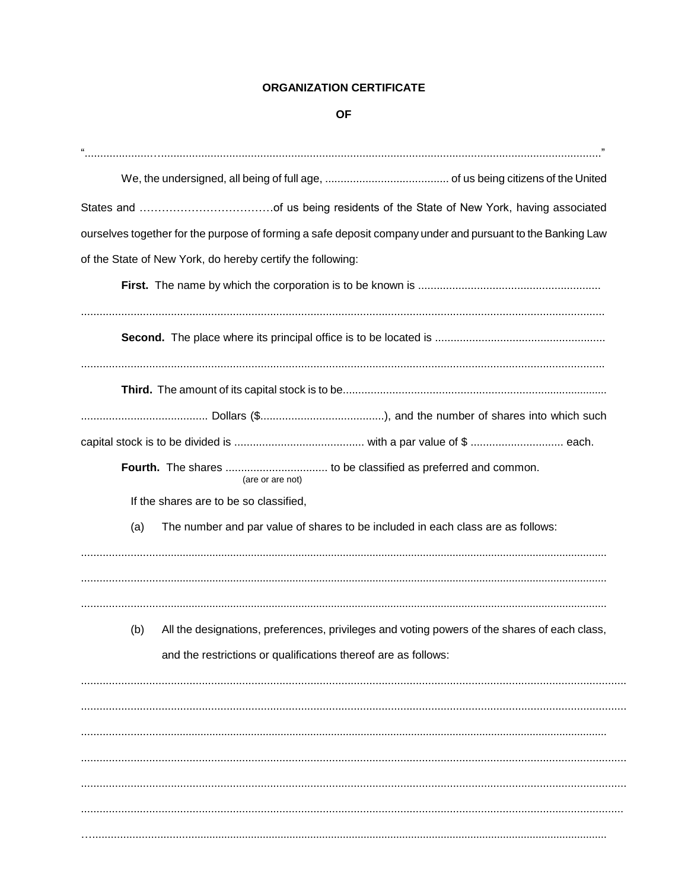**ORGANIZATION CERTIFICATE**

**OF**

"......................................................................................................................................................................"

We, the undersigned, all being of full age, ........................................ of us being citizens of the United States and ……………………………of us being residents of the State of New York, having associated ourselves together for the purpose of forming a safe deposit company under and pursuant to the Banking Law of the State of New York, do hereby certify the following:

**First.** The name by which the corporation is to be known is ...........................................................

.......................................................................................................................................................................

**Second.** The place where its principal office is to be located is .......................................................

.......................................................................................................................................................................

**Third.** The amount of its capital stock is to be......................................................................................

......................................... Dollars ($.......................................), and the number of shares into which such capital stock is to be divided is .......................................... with a par value of $ .............................. each.

**Fourth.** The shares ................................. to be classified as preferred and common.
(are or are not)

If the shares are to be so classified,

(a) The number and par value of shares to be included in each class are as follows:

.......................................................................................................................................................................

.......................................................................................................................................................................

.......................................................................................................................................................................

(b) All the designations, preferences, privileges and voting powers of the shares of each class, and the restrictions or qualifications thereof are as follows:

.......................................................................................................................................................................

.......................................................................................................................................................................

.......................................................................................................................................................................

.......................................................................................................................................................................

.......................................................................................................................................................................

.......................................................................................................................................................................

…....................................................................................................................................................................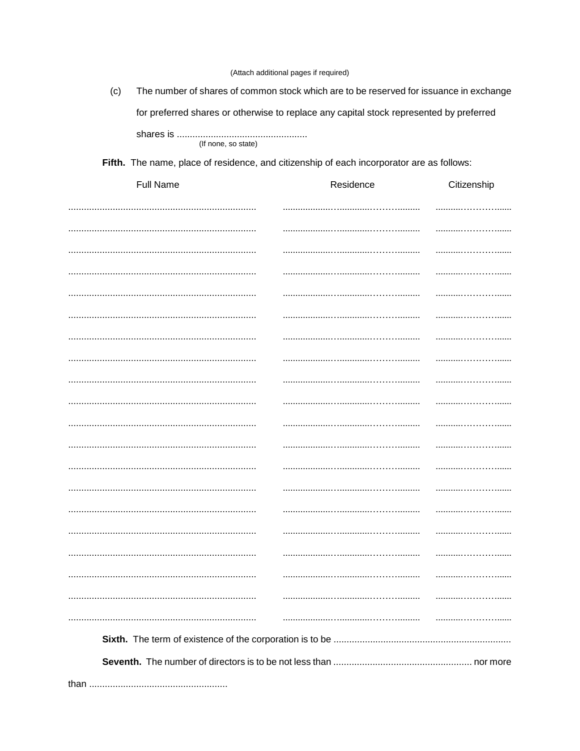(Attach additional pages if required)

(c) The number of shares of common stock which are to be reserved for issuance in exchange for preferred shares or otherwise to replace any capital stock represented by preferred shares is ..................................................
(If none, so state)

**Fifth.** The name, place of residence, and citizenship of each incorporator are as follows:

| Full Name | Residence | Citizenship |
|---|---|---|
| ........................................................................ | ........................................................ | .............................. |
| ........................................................................ | ........................................................ | .............................. |
| ........................................................................ | ........................................................ | .............................. |
| ........................................................................ | ........................................................ | .............................. |
| ........................................................................ | ........................................................ | .............................. |
| ........................................................................ | ........................................................ | .............................. |
| ........................................................................ | ........................................................ | .............................. |
| ........................................................................ | ........................................................ | .............................. |
| ........................................................................ | ........................................................ | .............................. |
| ........................................................................ | ........................................................ | .............................. |
| ........................................................................ | ........................................................ | .............................. |
| ........................................................................ | ........................................................ | .............................. |
| ........................................................................ | ........................................................ | .............................. |
| ........................................................................ | ........................................................ | .............................. |
| ........................................................................ | ........................................................ | .............................. |
| ........................................................................ | ........................................................ | .............................. |
| ........................................................................ | ........................................................ | .............................. |
| ........................................................................ | ........................................................ | .............................. |
| ........................................................................ | ........................................................ | .............................. |
| ........................................................................ | ........................................................ | .............................. |

**Sixth.** The term of existence of the corporation is to be ....................................................................

**Seventh.** The number of directors is to be not less than ..................................................... nor more than .....................................................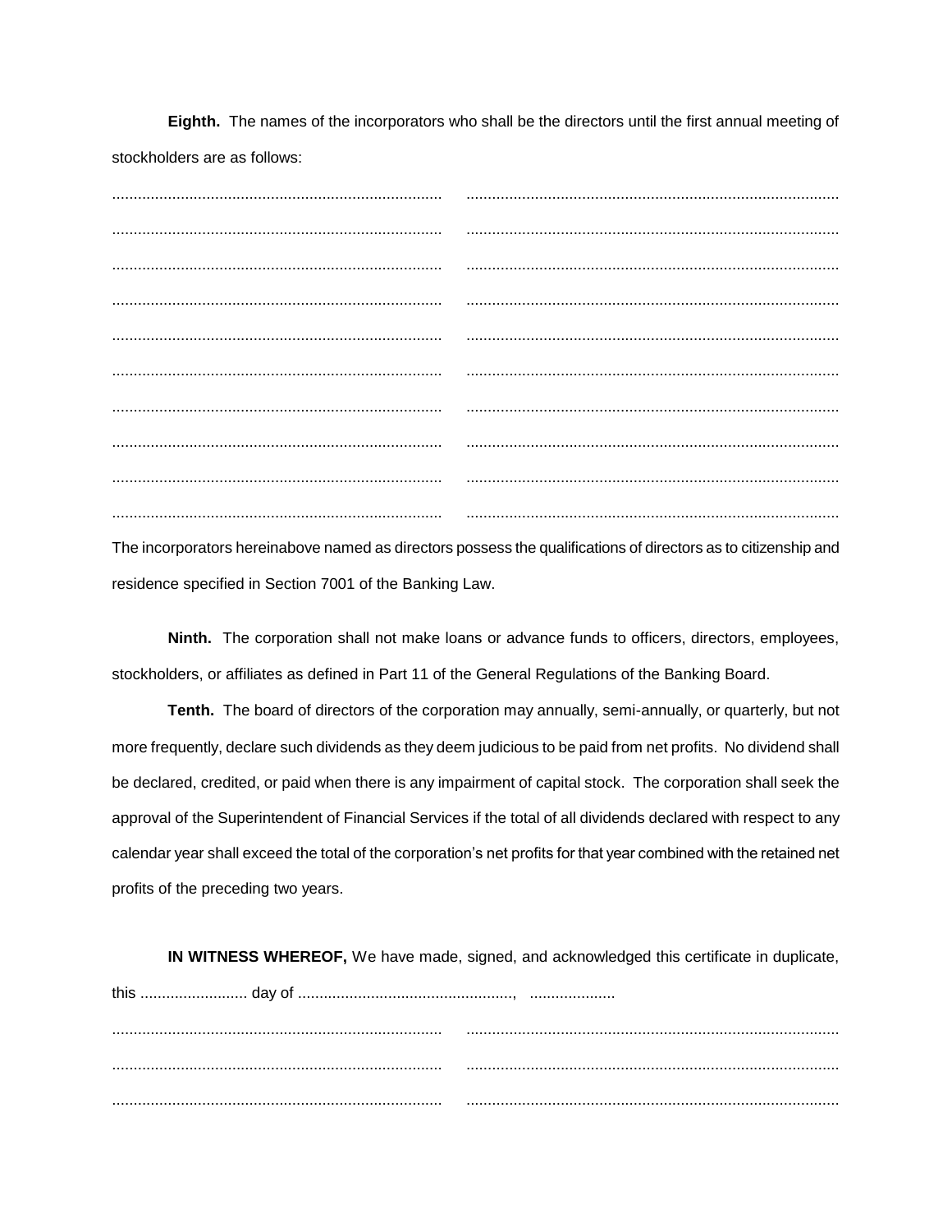**Eighth.** The names of the incorporators who shall be the directors until the first annual meeting of stockholders are as follows:

| | |
|---|---|
| ............................................................................. | ....................................................................................... |
| ............................................................................. | ....................................................................................... |
| ............................................................................. | ....................................................................................... |
| ............................................................................. | ....................................................................................... |
| ............................................................................. | ....................................................................................... |
| ............................................................................. | ....................................................................................... |
| ............................................................................. | ....................................................................................... |
| ............................................................................. | ....................................................................................... |
| ............................................................................. | ....................................................................................... |
| ............................................................................. | ....................................................................................... |

The incorporators hereinabove named as directors possess the qualifications of directors as to citizenship and residence specified in Section 7001 of the Banking Law.

**Ninth.** The corporation shall not make loans or advance funds to officers, directors, employees, stockholders, or affiliates as defined in Part 11 of the General Regulations of the Banking Board.

**Tenth.** The board of directors of the corporation may annually, semi-annually, or quarterly, but not more frequently, declare such dividends as they deem judicious to be paid from net profits. No dividend shall be declared, credited, or paid when there is any impairment of capital stock. The corporation shall seek the approval of the Superintendent of Financial Services if the total of all dividends declared with respect to any calendar year shall exceed the total of the corporation's net profits for that year combined with the retained net profits of the preceding two years.

**IN WITNESS WHEREOF,** We have made, signed, and acknowledged this certificate in duplicate, this ......................... day of ..................................................., ....................

| | |
|---|---|
| ............................................................................. | ....................................................................................... |
| ............................................................................. | ....................................................................................... |
| ............................................................................. | ....................................................................................... |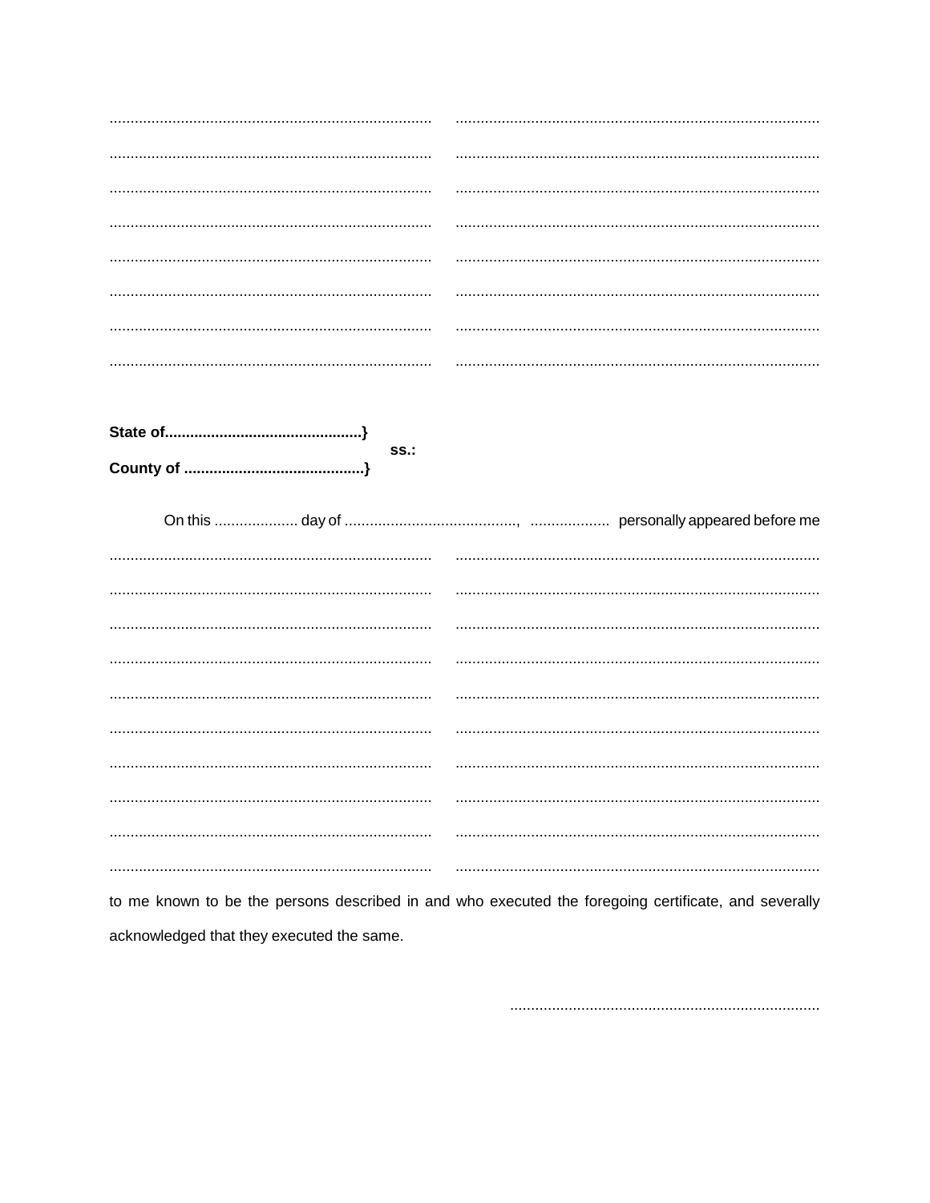.............................................................................. .......................................................................................

.............................................................................. .......................................................................................

.............................................................................. .......................................................................................

.............................................................................. .......................................................................................

.............................................................................. .......................................................................................

.............................................................................. .......................................................................................

.............................................................................. .......................................................................................

.............................................................................. .......................................................................................

**State of...............................................}**
**ss.:**
**County of ..........................................}**

On this .................... day of .........................................., ................... personally appeared before me

.............................................................................. .......................................................................................

.............................................................................. .......................................................................................

.............................................................................. .......................................................................................

.............................................................................. .......................................................................................

.............................................................................. .......................................................................................

.............................................................................. .......................................................................................

.............................................................................. .......................................................................................

.............................................................................. .......................................................................................

.............................................................................. .......................................................................................

.............................................................................. .......................................................................................

to me known to be the persons described in and who executed the foregoing certificate, and severally acknowledged that they executed the same.

..........................................................................